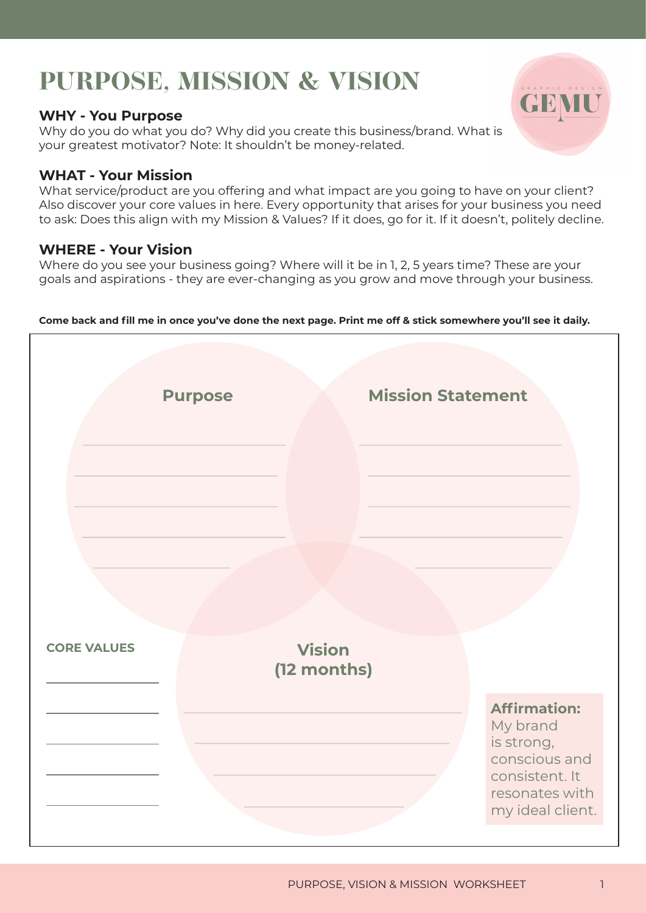# PURPOSE, MISSION & VISION

GEMU GRAPHIC DESIGN

### WHY - You Purpose

Why do you do what you do? Why did you create this business/brand. What is your greatest motivator? Note: It shouldn't be money-related.

### WHAT - Your Mission

What service/product are you offering and what impact are you going to have on your client? Also discover your core values in here. Every opportunity that arises for your business you need to ask: Does this align with my Mission & Values? If it does, go for it. If it doesn't, politely decline.

### WHERE - Your Vision

Where do you see your business going? Where will it be in 1, 2, 5 years time? These are your goals and aspirations - they are ever-changing as you grow and move through your business.

**Come back and fill me in once you've done the next page. Print me off & stick somewhere you'll see it daily.**

**Purpose**

______________________________

______________________________

______________________________

______________________________

______________________________

**Mission Statement**

______________________________

______________________________

______________________________

______________________________

______________________________

**CORE VALUES**

______________________________

______________________________

______________________________

______________________________

______________________________

**Vision (12 months)**

______________________________

______________________________

______________________________

______________________________

**Affirmation:** My brand is strong, conscious and consistent. It resonates with my ideal client.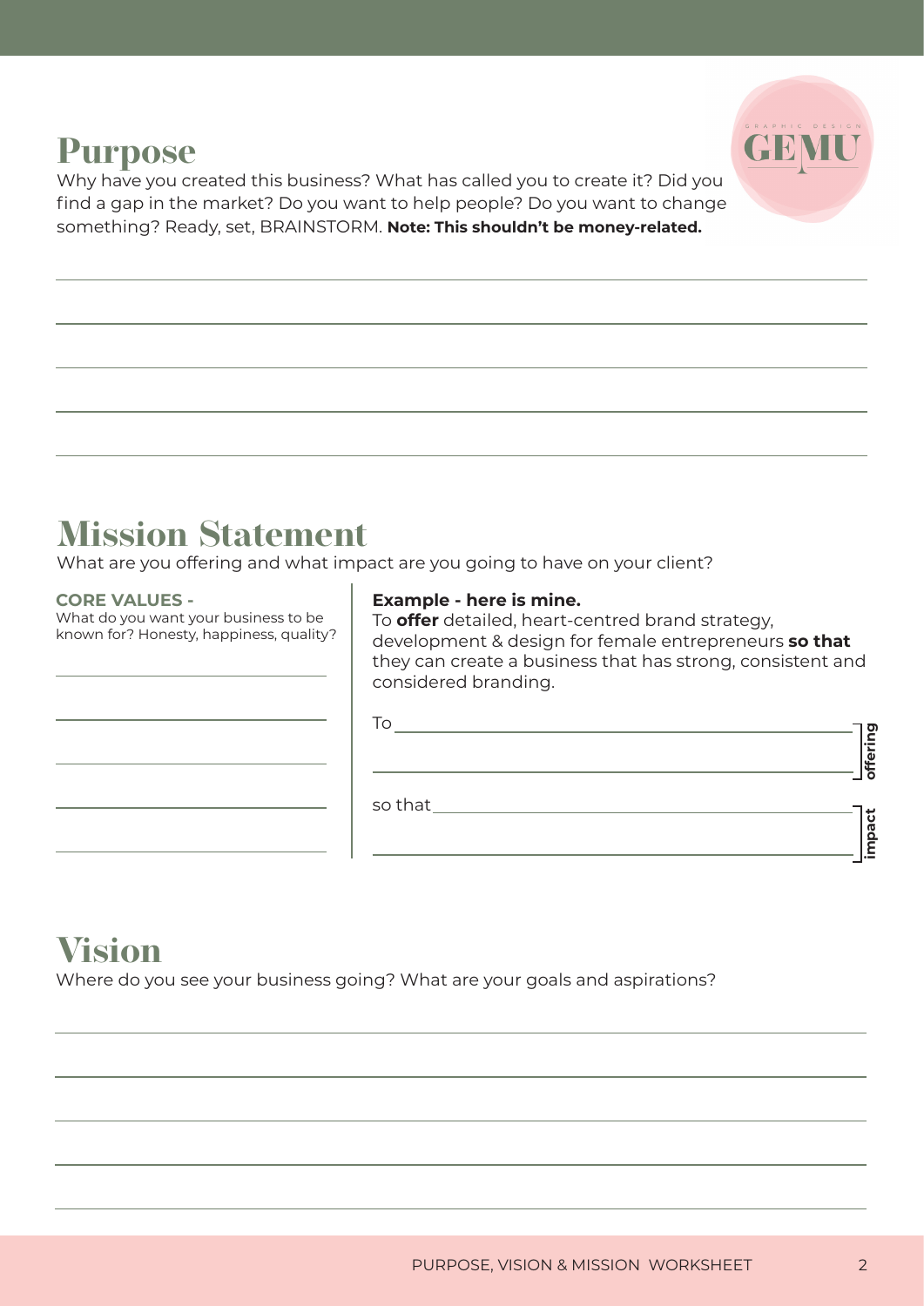## Purpose

Why have you created this business? What has called you to create it? Did you find a gap in the market? Do you want to help people? Do you want to change something? Ready, set, BRAINSTORM. **Note: This shouldn't be money-related.**

## Mission Statement

What are you offering and what impact are you going to have on your client?

**CORE VALUES -**

What do you want your business to be known for? Honesty, happiness, quality?

**Example - here is mine.**

To **offer** detailed, heart-centred brand strategy, development & design for female entrepreneurs **so that** they can create a business that has strong, consistent and considered branding.

To \_\_\_\_\_\_\_\_\_\_\_\_\_\_\_\_\_\_\_\_\_\_\_\_\_\_\_\_ **offering**

so that \_\_\_\_\_\_\_\_\_\_\_\_\_\_\_\_\_\_\_\_\_\_\_\_\_\_\_\_ **impact**

## Vision

Where do you see your business going? What are your goals and aspirations?